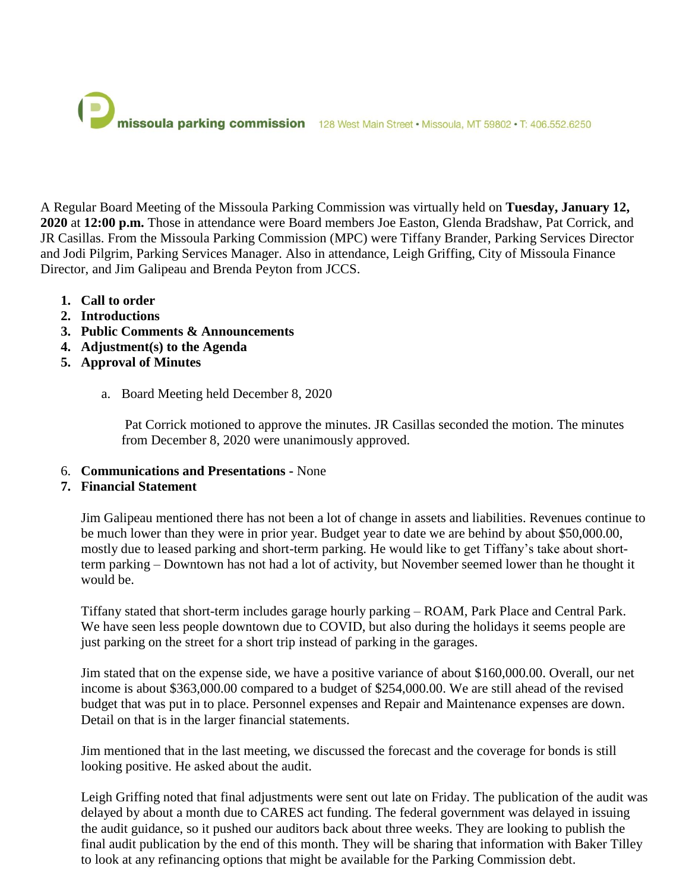missoula parking commission 128 West Main Street • Missoula, MT 59802 • T: 406.552.6250

A Regular Board Meeting of the Missoula Parking Commission was virtually held on **Tuesday, January 12, 2020** at **12:00 p.m.** Those in attendance were Board members Joe Easton, Glenda Bradshaw, Pat Corrick, and JR Casillas. From the Missoula Parking Commission (MPC) were Tiffany Brander, Parking Services Director and Jodi Pilgrim, Parking Services Manager. Also in attendance, Leigh Griffing, City of Missoula Finance Director, and Jim Galipeau and Brenda Peyton from JCCS.

1. **Call to order**
2. **Introductions**
3. **Public Comments & Announcements**
4. **Adjustment(s) to the Agenda**
5. **Approval of Minutes**

   a. Board Meeting held December 8, 2020

   Pat Corrick motioned to approve the minutes. JR Casillas seconded the motion. The minutes from December 8, 2020 were unanimously approved.

6. **Communications and Presentations** - None
7. **Financial Statement**

   Jim Galipeau mentioned there has not been a lot of change in assets and liabilities. Revenues continue to be much lower than they were in prior year. Budget year to date we are behind by about $50,000.00, mostly due to leased parking and short-term parking. He would like to get Tiffany's take about short-term parking – Downtown has not had a lot of activity, but November seemed lower than he thought it would be.

   Tiffany stated that short-term includes garage hourly parking – ROAM, Park Place and Central Park. We have seen less people downtown due to COVID, but also during the holidays it seems people are just parking on the street for a short trip instead of parking in the garages.

   Jim stated that on the expense side, we have a positive variance of about $160,000.00. Overall, our net income is about $363,000.00 compared to a budget of $254,000.00. We are still ahead of the revised budget that was put in to place. Personnel expenses and Repair and Maintenance expenses are down. Detail on that is in the larger financial statements.

   Jim mentioned that in the last meeting, we discussed the forecast and the coverage for bonds is still looking positive. He asked about the audit.

   Leigh Griffing noted that final adjustments were sent out late on Friday. The publication of the audit was delayed by about a month due to CARES act funding. The federal government was delayed in issuing the audit guidance, so it pushed our auditors back about three weeks. They are looking to publish the final audit publication by the end of this month. They will be sharing that information with Baker Tilley to look at any refinancing options that might be available for the Parking Commission debt.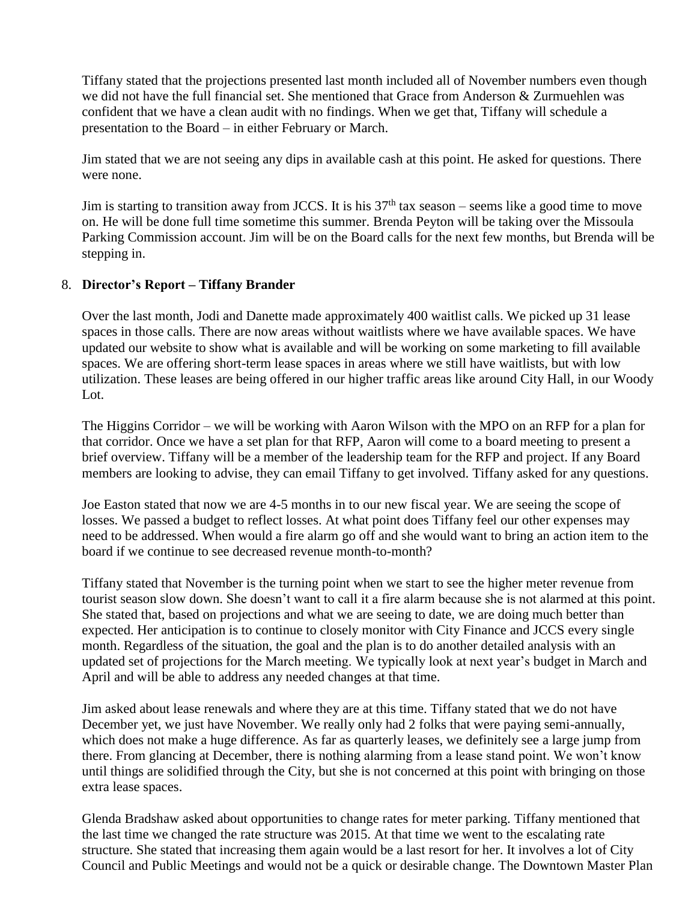Tiffany stated that the projections presented last month included all of November numbers even though we did not have the full financial set. She mentioned that Grace from Anderson & Zurmuehlen was confident that we have a clean audit with no findings. When we get that, Tiffany will schedule a presentation to the Board – in either February or March.

Jim stated that we are not seeing any dips in available cash at this point. He asked for questions. There were none.

Jim is starting to transition away from JCCS. It is his 37th tax season – seems like a good time to move on. He will be done full time sometime this summer. Brenda Peyton will be taking over the Missoula Parking Commission account. Jim will be on the Board calls for the next few months, but Brenda will be stepping in.

8. **Director's Report – Tiffany Brander**

Over the last month, Jodi and Danette made approximately 400 waitlist calls. We picked up 31 lease spaces in those calls. There are now areas without waitlists where we have available spaces. We have updated our website to show what is available and will be working on some marketing to fill available spaces. We are offering short-term lease spaces in areas where we still have waitlists, but with low utilization. These leases are being offered in our higher traffic areas like around City Hall, in our Woody Lot.

The Higgins Corridor – we will be working with Aaron Wilson with the MPO on an RFP for a plan for that corridor. Once we have a set plan for that RFP, Aaron will come to a board meeting to present a brief overview. Tiffany will be a member of the leadership team for the RFP and project. If any Board members are looking to advise, they can email Tiffany to get involved. Tiffany asked for any questions.

Joe Easton stated that now we are 4-5 months in to our new fiscal year. We are seeing the scope of losses. We passed a budget to reflect losses. At what point does Tiffany feel our other expenses may need to be addressed. When would a fire alarm go off and she would want to bring an action item to the board if we continue to see decreased revenue month-to-month?

Tiffany stated that November is the turning point when we start to see the higher meter revenue from tourist season slow down. She doesn't want to call it a fire alarm because she is not alarmed at this point. She stated that, based on projections and what we are seeing to date, we are doing much better than expected. Her anticipation is to continue to closely monitor with City Finance and JCCS every single month. Regardless of the situation, the goal and the plan is to do another detailed analysis with an updated set of projections for the March meeting. We typically look at next year's budget in March and April and will be able to address any needed changes at that time.

Jim asked about lease renewals and where they are at this time. Tiffany stated that we do not have December yet, we just have November. We really only had 2 folks that were paying semi-annually, which does not make a huge difference. As far as quarterly leases, we definitely see a large jump from there. From glancing at December, there is nothing alarming from a lease stand point. We won't know until things are solidified through the City, but she is not concerned at this point with bringing on those extra lease spaces.

Glenda Bradshaw asked about opportunities to change rates for meter parking. Tiffany mentioned that the last time we changed the rate structure was 2015. At that time we went to the escalating rate structure. She stated that increasing them again would be a last resort for her. It involves a lot of City Council and Public Meetings and would not be a quick or desirable change. The Downtown Master Plan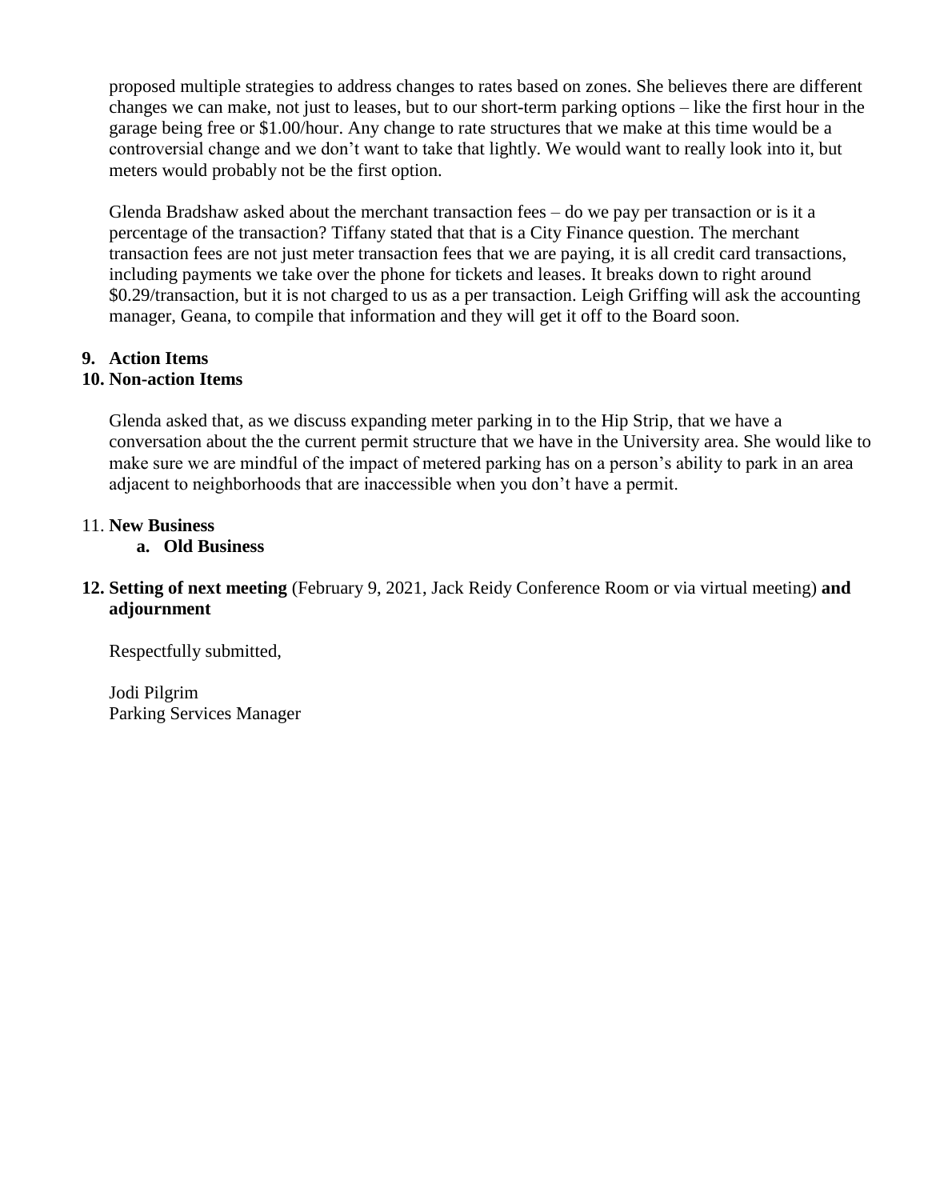proposed multiple strategies to address changes to rates based on zones. She believes there are different changes we can make, not just to leases, but to our short-term parking options – like the first hour in the garage being free or $1.00/hour. Any change to rate structures that we make at this time would be a controversial change and we don't want to take that lightly. We would want to really look into it, but meters would probably not be the first option.

Glenda Bradshaw asked about the merchant transaction fees – do we pay per transaction or is it a percentage of the transaction? Tiffany stated that that is a City Finance question. The merchant transaction fees are not just meter transaction fees that we are paying, it is all credit card transactions, including payments we take over the phone for tickets and leases. It breaks down to right around $0.29/transaction, but it is not charged to us as a per transaction. Leigh Griffing will ask the accounting manager, Geana, to compile that information and they will get it off to the Board soon.

**9. Action Items**

**10. Non-action Items**

Glenda asked that, as we discuss expanding meter parking in to the Hip Strip, that we have a conversation about the the current permit structure that we have in the University area. She would like to make sure we are mindful of the impact of metered parking has on a person's ability to park in an area adjacent to neighborhoods that are inaccessible when you don't have a permit.

11. **New Business**

**a. Old Business**

**12. Setting of next meeting** (February 9, 2021, Jack Reidy Conference Room or via virtual meeting) **and adjournment**

Respectfully submitted,

Jodi Pilgrim
Parking Services Manager